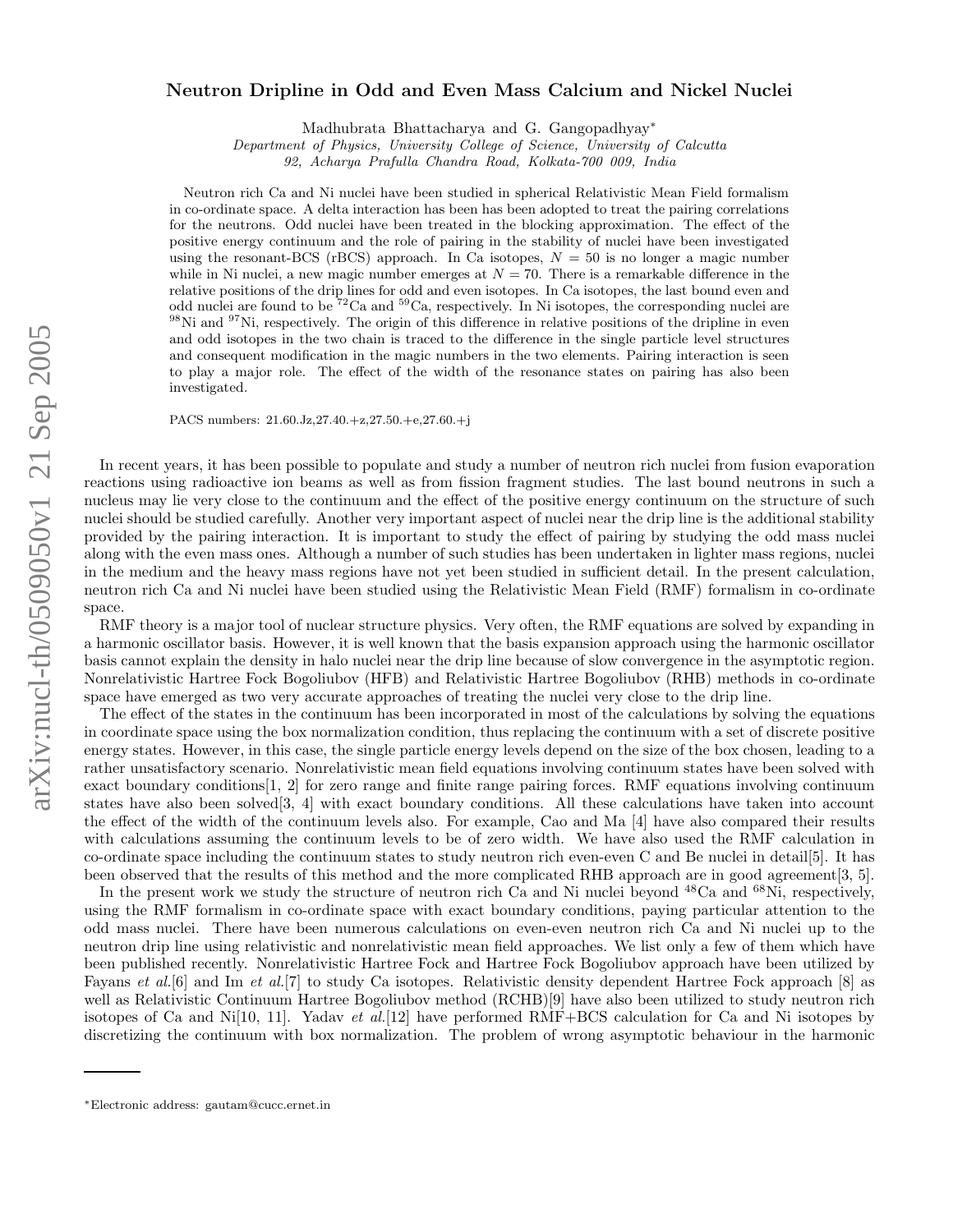# Neutron Dripline in Odd and Even Mass Calcium and Nickel Nuclei

Madhubrata Bhattacharya and G. Gangopadhyay*

*Department of Physics, University College of Science, University of Calcutta*
*92, Acharya Prafulla Chandra Road, Kolkata-700 009, India*

Neutron rich Ca and Ni nuclei have been studied in spherical Relativistic Mean Field formalism in co-ordinate space. A delta interaction has been has been adopted to treat the pairing correlations for the neutrons. Odd nuclei have been treated in the blocking approximation. The effect of the positive energy continuum and the role of pairing in the stability of nuclei have been investigated using the resonant-BCS (rBCS) approach. In Ca isotopes, $N = 50$ is no longer a magic number while in Ni nuclei, a new magic number emerges at $N = 70$. There is a remarkable difference in the relative positions of the drip lines for odd and even isotopes. In Ca isotopes, the last bound even and odd nuclei are found to be $^{72}$Ca and $^{59}$Ca, respectively. In Ni isotopes, the corresponding nuclei are $^{98}$Ni and $^{97}$Ni, respectively. The origin of this difference in relative positions of the dripline in even and odd isotopes in the two chain is traced to the difference in the single particle level structures and consequent modification in the magic numbers in the two elements. Pairing interaction is seen to play a major role. The effect of the width of the resonance states on pairing has also been investigated.

PACS numbers: 21.60.Jz,27.40.+z,27.50.+e,27.60.+j

In recent years, it has been possible to populate and study a number of neutron rich nuclei from fusion evaporation reactions using radioactive ion beams as well as from fission fragment studies. The last bound neutrons in such a nucleus may lie very close to the continuum and the effect of the positive energy continuum on the structure of such nuclei should be studied carefully. Another very important aspect of nuclei near the drip line is the additional stability provided by the pairing interaction. It is important to study the effect of pairing by studying the odd mass nuclei along with the even mass ones. Although a number of such studies has been undertaken in lighter mass regions, nuclei in the medium and the heavy mass regions have not yet been studied in sufficient detail. In the present calculation, neutron rich Ca and Ni nuclei have been studied using the Relativistic Mean Field (RMF) formalism in co-ordinate space.

RMF theory is a major tool of nuclear structure physics. Very often, the RMF equations are solved by expanding in a harmonic oscillator basis. However, it is well known that the basis expansion approach using the harmonic oscillator basis cannot explain the density in halo nuclei near the drip line because of slow convergence in the asymptotic region. Nonrelativistic Hartree Fock Bogoliubov (HFB) and Relativistic Hartree Bogoliubov (RHB) methods in co-ordinate space have emerged as two very accurate approaches of treating the nuclei very close to the drip line.

The effect of the states in the continuum has been incorporated in most of the calculations by solving the equations in coordinate space using the box normalization condition, thus replacing the continuum with a set of discrete positive energy states. However, in this case, the single particle energy levels depend on the size of the box chosen, leading to a rather unsatisfactory scenario. Nonrelativistic mean field equations involving continuum states have been solved with exact boundary conditions[1, 2] for zero range and finite range pairing forces. RMF equations involving continuum states have also been solved[3, 4] with exact boundary conditions. All these calculations have taken into account the effect of the width of the continuum levels also. For example, Cao and Ma [4] have also compared their results with calculations assuming the continuum levels to be of zero width. We have also used the RMF calculation in co-ordinate space including the continuum states to study neutron rich even-even C and Be nuclei in detail[5]. It has been observed that the results of this method and the more complicated RHB approach are in good agreement[3, 5].

In the present work we study the structure of neutron rich Ca and Ni nuclei beyond $^{48}$Ca and $^{68}$Ni, respectively, using the RMF formalism in co-ordinate space with exact boundary conditions, paying particular attention to the odd mass nuclei. There have been numerous calculations on even-even neutron rich Ca and Ni nuclei up to the neutron drip line using relativistic and nonrelativistic mean field approaches. We list only a few of them which have been published recently. Nonrelativistic Hartree Fock and Hartree Fock Bogoliubov approach have been utilized by Fayans *et al.*[6] and Im *et al.*[7] to study Ca isotopes. Relativistic density dependent Hartree Fock approach [8] as well as Relativistic Continuum Hartree Bogoliubov method (RCHB)[9] have also been utilized to study neutron rich isotopes of Ca and Ni[10, 11]. Yadav *et al.*[12] have performed RMF+BCS calculation for Ca and Ni isotopes by discretizing the continuum with box normalization. The problem of wrong asymptotic behaviour in the harmonic

---

*Electronic address: gautam@cucc.ernet.in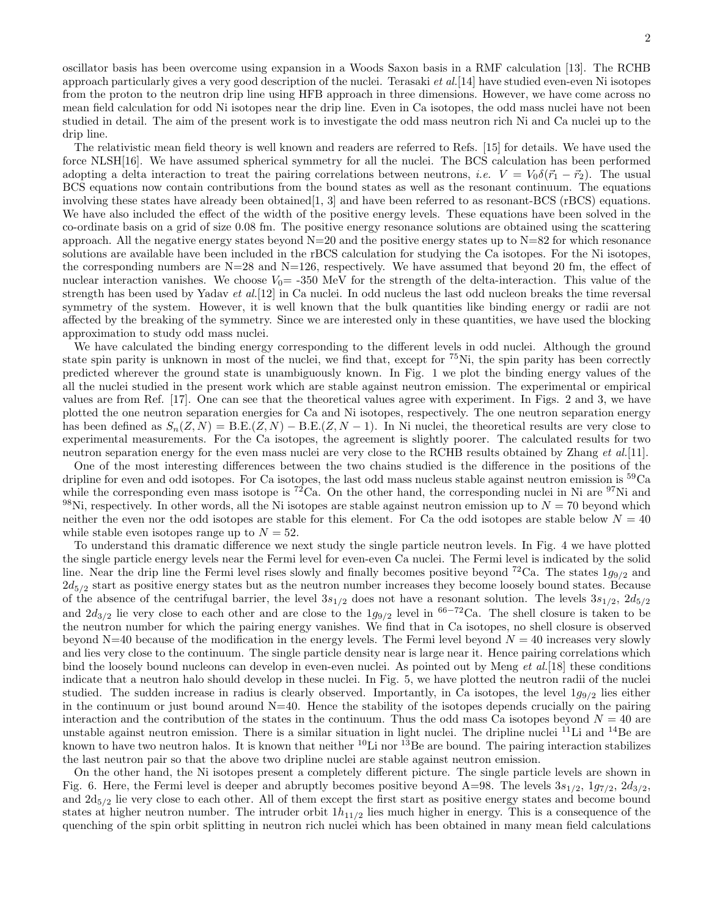oscillator basis has been overcome using expansion in a Woods Saxon basis in a RMF calculation [13]. The RCHB approach particularly gives a very good description of the nuclei. Terasaki *et al.*[14] have studied even-even Ni isotopes from the proton to the neutron drip line using HFB approach in three dimensions. However, we have come across no mean field calculation for odd Ni isotopes near the drip line. Even in Ca isotopes, the odd mass nuclei have not been studied in detail. The aim of the present work is to investigate the odd mass neutron rich Ni and Ca nuclei up to the drip line.

The relativistic mean field theory is well known and readers are referred to Refs. [15] for details. We have used the force NLSH[16]. We have assumed spherical symmetry for all the nuclei. The BCS calculation has been performed adopting a delta interaction to treat the pairing correlations between neutrons, *i.e.* $V = V_0\delta(\vec{r}_1 - \vec{r}_2)$. The usual BCS equations now contain contributions from the bound states as well as the resonant continuum. The equations involving these states have already been obtained[1, 3] and have been referred to as resonant-BCS (rBCS) equations. We have also included the effect of the width of the positive energy levels. These equations have been solved in the co-ordinate basis on a grid of size 0.08 fm. The positive energy resonance solutions are obtained using the scattering approach. All the negative energy states beyond N=20 and the positive energy states up to N=82 for which resonance solutions are available have been included in the rBCS calculation for studying the Ca isotopes. For the Ni isotopes, the corresponding numbers are N=28 and N=126, respectively. We have assumed that beyond 20 fm, the effect of nuclear interaction vanishes. We choose $V_0$= -350 MeV for the strength of the delta-interaction. This value of the strength has been used by Yadav *et al.*[12] in Ca nuclei. In odd nucleus the last odd nucleon breaks the time reversal symmetry of the system. However, it is well known that the bulk quantities like binding energy or radii are not affected by the breaking of the symmetry. Since we are interested only in these quantities, we have used the blocking approximation to study odd mass nuclei.

We have calculated the binding energy corresponding to the different levels in odd nuclei. Although the ground state spin parity is unknown in most of the nuclei, we find that, except for $^{75}$Ni, the spin parity has been correctly predicted wherever the ground state is unambiguously known. In Fig. 1 we plot the binding energy values of the all the nuclei studied in the present work which are stable against neutron emission. The experimental or empirical values are from Ref. [17]. One can see that the theoretical values agree with experiment. In Figs. 2 and 3, we have plotted the one neutron separation energies for Ca and Ni isotopes, respectively. The one neutron separation energy has been defined as $S_n(Z,N) = \text{B.E.}(Z,N) - \text{B.E.}(Z,N-1)$. In Ni nuclei, the theoretical results are very close to experimental measurements. For the Ca isotopes, the agreement is slightly poorer. The calculated results for two neutron separation energy for the even mass nuclei are very close to the RCHB results obtained by Zhang *et al.*[11].

One of the most interesting differences between the two chains studied is the difference in the positions of the dripline for even and odd isotopes. For Ca isotopes, the last odd mass nucleus stable against neutron emission is $^{59}$Ca while the corresponding even mass isotope is $^{72}$Ca. On the other hand, the corresponding nuclei in Ni are $^{97}$Ni and $^{98}$Ni, respectively. In other words, all the Ni isotopes are stable against neutron emission up to $N = 70$ beyond which neither the even nor the odd isotopes are stable for this element. For Ca the odd isotopes are stable below $N = 40$ while stable even isotopes range up to $N = 52$.

To understand this dramatic difference we next study the single particle neutron levels. In Fig. 4 we have plotted the single particle energy levels near the Fermi level for even-even Ca nuclei. The Fermi level is indicated by the solid line. Near the drip line the Fermi level rises slowly and finally becomes positive beyond $^{72}$Ca. The states $1g_{9/2}$ and $2d_{5/2}$ start as positive energy states but as the neutron number increases they become loosely bound states. Because of the absence of the centrifugal barrier, the level $3s_{1/2}$ does not have a resonant solution. The levels $3s_{1/2}$, $2d_{5/2}$ and $2d_{3/2}$ lie very close to each other and are close to the $1g_{9/2}$ level in $^{66-72}$Ca. The shell closure is taken to be the neutron number for which the pairing energy vanishes. We find that in Ca isotopes, no shell closure is observed beyond N=40 because of the modification in the energy levels. The Fermi level beyond $N = 40$ increases very slowly and lies very close to the continuum. The single particle density near is large near it. Hence pairing correlations which bind the loosely bound nucleons can develop in even-even nuclei. As pointed out by Meng *et al.*[18] these conditions indicate that a neutron halo should develop in these nuclei. In Fig. 5, we have plotted the neutron radii of the nuclei studied. The sudden increase in radius is clearly observed. Importantly, in Ca isotopes, the level $1g_{9/2}$ lies either in the continuum or just bound around N=40. Hence the stability of the isotopes depends crucially on the pairing interaction and the contribution of the states in the continuum. Thus the odd mass Ca isotopes beyond $N = 40$ are unstable against neutron emission. There is a similar situation in light nuclei. The dripline nuclei $^{11}$Li and $^{14}$Be are known to have two neutron halos. It is known that neither $^{10}$Li nor $^{13}$Be are bound. The pairing interaction stabilizes the last neutron pair so that the above two dripline nuclei are stable against neutron emission.

On the other hand, the Ni isotopes present a completely different picture. The single particle levels are shown in Fig. 6. Here, the Fermi level is deeper and abruptly becomes positive beyond A=98. The levels $3s_{1/2}$, $1g_{7/2}$, $2d_{3/2}$, and $2d_{5/2}$ lie very close to each other. All of them except the first start as positive energy states and become bound states at higher neutron number. The intruder orbit $1h_{11/2}$ lies much higher in energy. This is a consequence of the quenching of the spin orbit splitting in neutron rich nuclei which has been obtained in many mean field calculations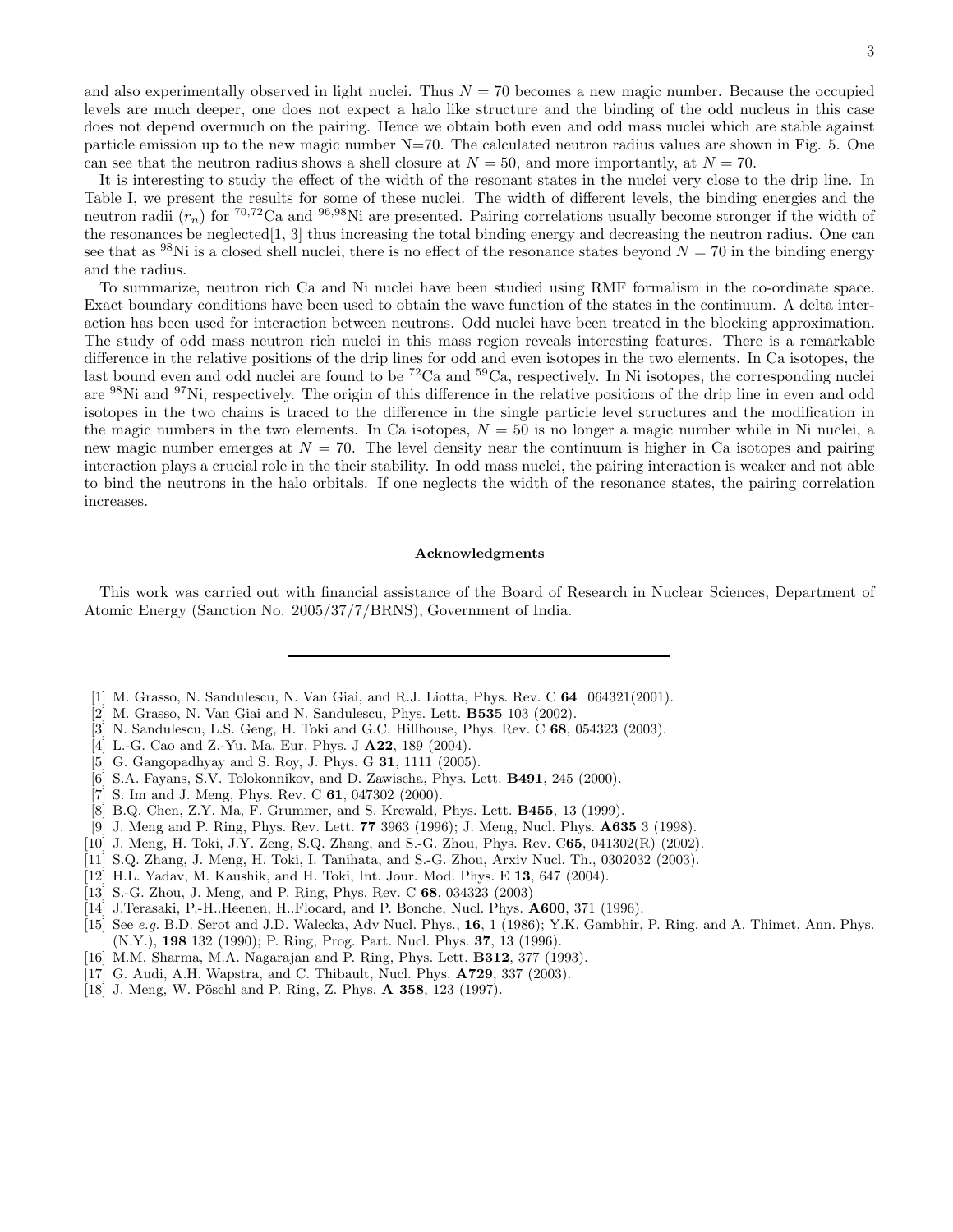and also experimentally observed in light nuclei. Thus $N = 70$ becomes a new magic number. Because the occupied levels are much deeper, one does not expect a halo like structure and the binding of the odd nucleus in this case does not depend overmuch on the pairing. Hence we obtain both even and odd mass nuclei which are stable against particle emission up to the new magic number N=70. The calculated neutron radius values are shown in Fig. 5. One can see that the neutron radius shows a shell closure at $N = 50$, and more importantly, at $N = 70$.

It is interesting to study the effect of the width of the resonant states in the nuclei very close to the drip line. In Table I, we present the results for some of these nuclei. The width of different levels, the binding energies and the neutron radii ($r_n$) for $^{70,72}$Ca and $^{96,98}$Ni are presented. Pairing correlations usually become stronger if the width of the resonances be neglected[1, 3] thus increasing the total binding energy and decreasing the neutron radius. One can see that as $^{98}$Ni is a closed shell nuclei, there is no effect of the resonance states beyond $N = 70$ in the binding energy and the radius.

To summarize, neutron rich Ca and Ni nuclei have been studied using RMF formalism in the co-ordinate space. Exact boundary conditions have been used to obtain the wave function of the states in the continuum. A delta interaction has been used for interaction between neutrons. Odd nuclei have been treated in the blocking approximation. The study of odd mass neutron rich nuclei in this mass region reveals interesting features. There is a remarkable difference in the relative positions of the drip lines for odd and even isotopes in the two elements. In Ca isotopes, the last bound even and odd nuclei are found to be $^{72}$Ca and $^{59}$Ca, respectively. In Ni isotopes, the corresponding nuclei are $^{98}$Ni and $^{97}$Ni, respectively. The origin of this difference in the relative positions of the drip line in even and odd isotopes in the two chains is traced to the difference in the single particle level structures and the modification in the magic numbers in the two elements. In Ca isotopes, $N = 50$ is no longer a magic number while in Ni nuclei, a new magic number emerges at $N = 70$. The level density near the continuum is higher in Ca isotopes and pairing interaction plays a crucial role in the their stability. In odd mass nuclei, the pairing interaction is weaker and not able to bind the neutrons in the halo orbitals. If one neglects the width of the resonance states, the pairing correlation increases.

### Acknowledgments

This work was carried out with financial assistance of the Board of Research in Nuclear Sciences, Department of Atomic Energy (Sanction No. 2005/37/7/BRNS), Government of India.

---

[1] M. Grasso, N. Sandulescu, N. Van Giai, and R.J. Liotta, Phys. Rev. C **64** 064321(2001).
[2] M. Grasso, N. Van Giai and N. Sandulescu, Phys. Lett. **B535** 103 (2002).
[3] N. Sandulescu, L.S. Geng, H. Toki and G.C. Hillhouse, Phys. Rev. C **68**, 054323 (2003).
[4] L.-G. Cao and Z.-Yu. Ma, Eur. Phys. J **A22**, 189 (2004).
[5] G. Gangopadhyay and S. Roy, J. Phys. G **31**, 1111 (2005).
[6] S.A. Fayans, S.V. Tolokonnikov, and D. Zawischa, Phys. Lett. **B491**, 245 (2000).
[7] S. Im and J. Meng, Phys. Rev. C **61**, 047302 (2000).
[8] B.Q. Chen, Z.Y. Ma, F. Grummer, and S. Krewald, Phys. Lett. **B455**, 13 (1999).
[9] J. Meng and P. Ring, Phys. Rev. Lett. **77** 3963 (1996); J. Meng, Nucl. Phys. **A635** 3 (1998).
[10] J. Meng, H. Toki, J.Y. Zeng, S.Q. Zhang, and S.-G. Zhou, Phys. Rev. C**65**, 041302(R) (2002).
[11] S.Q. Zhang, J. Meng, H. Toki, I. Tanihata, and S.-G. Zhou, Arxiv Nucl. Th., 0302032 (2003).
[12] H.L. Yadav, M. Kaushik, and H. Toki, Int. Jour. Mod. Phys. E **13**, 647 (2004).
[13] S.-G. Zhou, J. Meng, and P. Ring, Phys. Rev. C **68**, 034323 (2003)
[14] J.Terasaki, P.-H..Heenen, H..Flocard, and P. Bonche, Nucl. Phys. **A600**, 371 (1996).
[15] See *e.g.* B.D. Serot and J.D. Walecka, Adv Nucl. Phys., **16**, 1 (1986); Y.K. Gambhir, P. Ring, and A. Thimet, Ann. Phys. (N.Y.), **198** 132 (1990); P. Ring, Prog. Part. Nucl. Phys. **37**, 13 (1996).
[16] M.M. Sharma, M.A. Nagarajan and P. Ring, Phys. Lett. **B312**, 377 (1993).
[17] G. Audi, A.H. Wapstra, and C. Thibault, Nucl. Phys. **A729**, 337 (2003).
[18] J. Meng, W. Pöschl and P. Ring, Z. Phys. **A 358**, 123 (1997).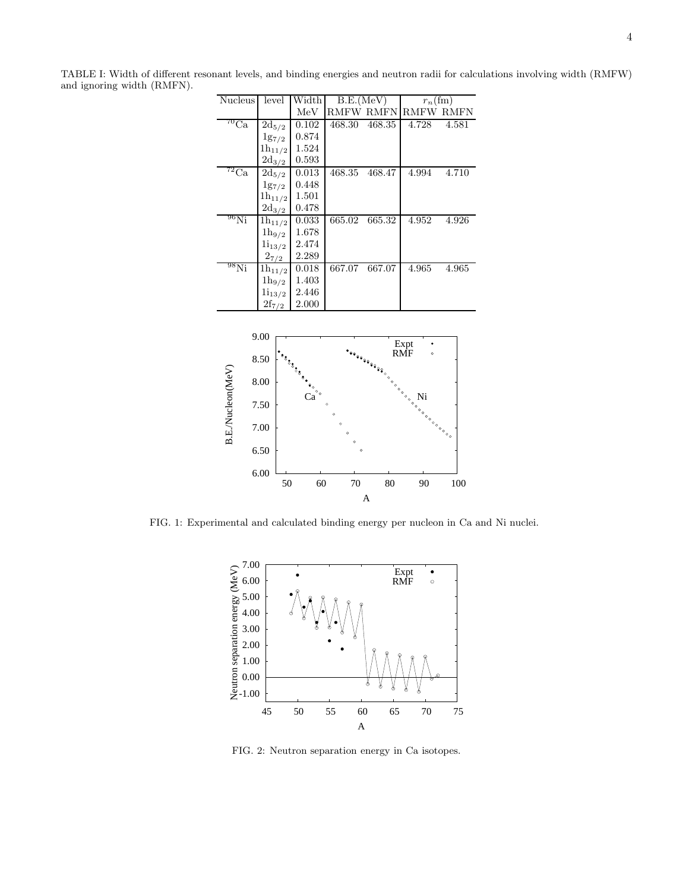TABLE I: Width of different resonant levels, and binding energies and neutron radii for calculations involving width (RMFW) and ignoring width (RMFN).

| Nucleus | level | Width | B.E.(MeV) | | $r_n$(fm) | |
|---|---|---|---|---|---|---|
| | | MeV | RMFW | RMFN | RMFW | RMFN |
| $^{70}$Ca | 2d$_{5/2}$ | 0.102 | 468.30 | 468.35 | 4.728 | 4.581 |
| | 1g$_{7/2}$ | 0.874 | | | | |
| | 1h$_{11/2}$ | 1.524 | | | | |
| | 2d$_{3/2}$ | 0.593 | | | | |
| $^{72}$Ca | 2d$_{5/2}$ | 0.013 | 468.35 | 468.47 | 4.994 | 4.710 |
| | 1g$_{7/2}$ | 0.448 | | | | |
| | 1h$_{11/2}$ | 1.501 | | | | |
| | 2d$_{3/2}$ | 0.478 | | | | |
| $^{96}$Ni | 1h$_{11/2}$ | 0.033 | 665.02 | 665.32 | 4.952 | 4.926 |
| | 1h$_{9/2}$ | 1.678 | | | | |
| | 1i$_{13/2}$ | 2.474 | | | | |
| | 2$_{7/2}$ | 2.289 | | | | |
| $^{98}$Ni | 1h$_{11/2}$ | 0.018 | 667.07 | 667.07 | 4.965 | 4.965 |
| | 1h$_{9/2}$ | 1.403 | | | | |
| | 1i$_{13/2}$ | 2.446 | | | | |
| | 2f$_{7/2}$ | 2.000 | | | | |

FIG. 1: Experimental and calculated binding energy per nucleon in Ca and Ni nuclei.

FIG. 2: Neutron separation energy in Ca isotopes.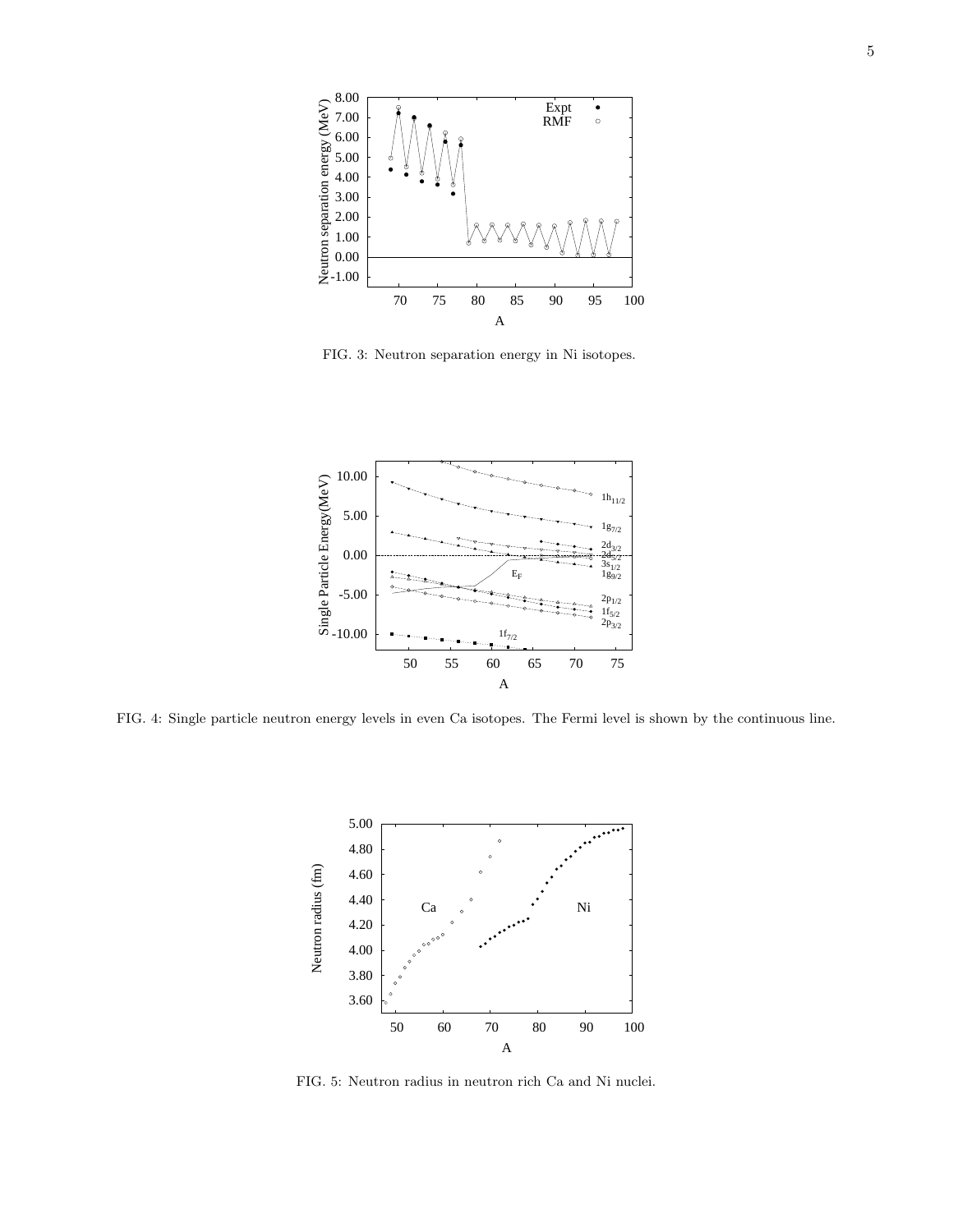FIG. 3: Neutron separation energy in Ni isotopes.

FIG. 4: Single particle neutron energy levels in even Ca isotopes. The Fermi level is shown by the continuous line.

FIG. 5: Neutron radius in neutron rich Ca and Ni nuclei.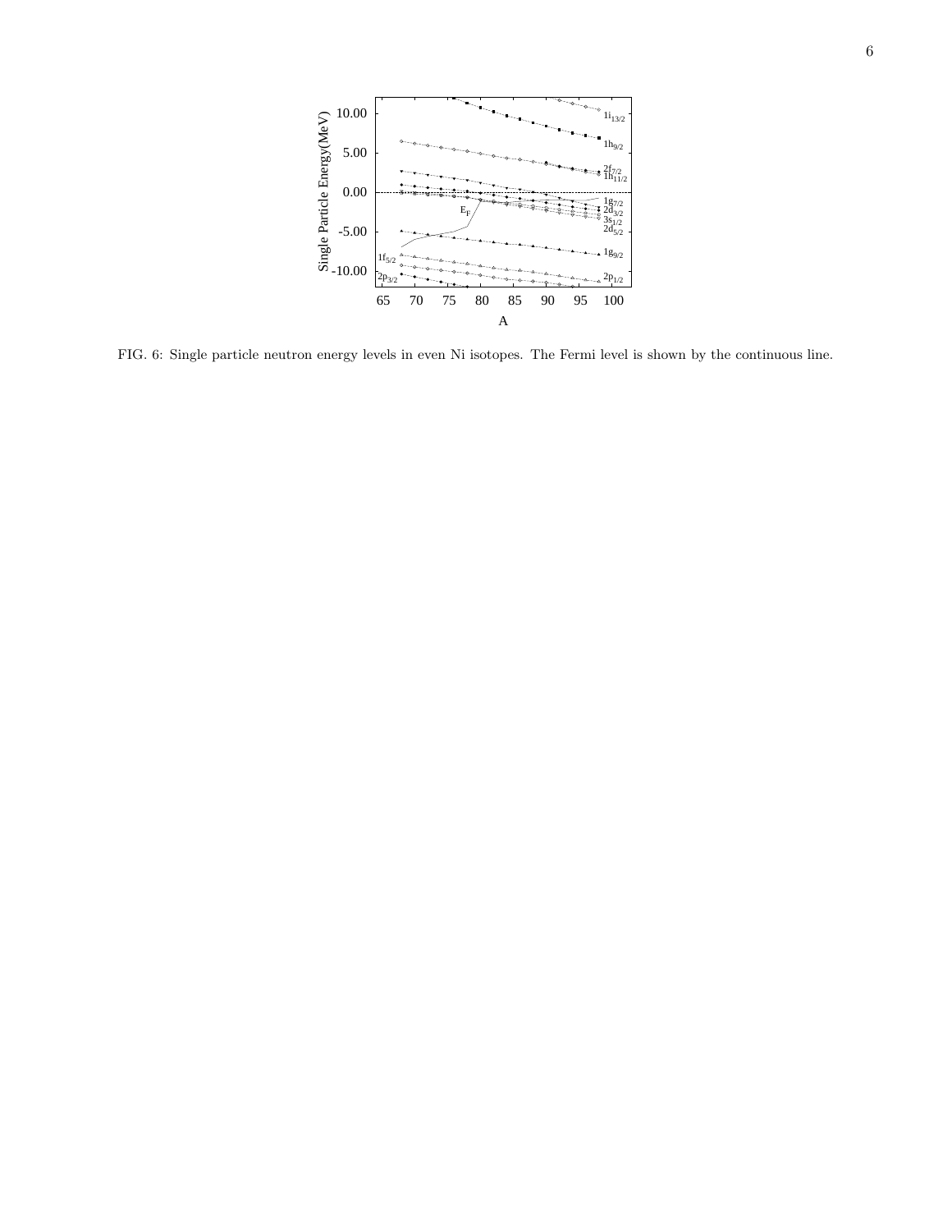Single Particle Energy(MeV)

10.00

5.00

0.00

-5.00

-10.00

65 70 75 80 85 90 95 100

A

$1i_{13/2}$

$1h_{9/2}$

$2f_{7/2}$

$1h_{11/2}$

$1g_{7/2}$

$2d_{3/2}$

$3s_{1/2}$

$2d_{5/2}$

$1g_{9/2}$

$2p_{1/2}$

$1f_{5/2}$

$2p_{3/2}$

$E_F$

FIG. 6: Single particle neutron energy levels in even Ni isotopes. The Fermi level is shown by the continuous line.